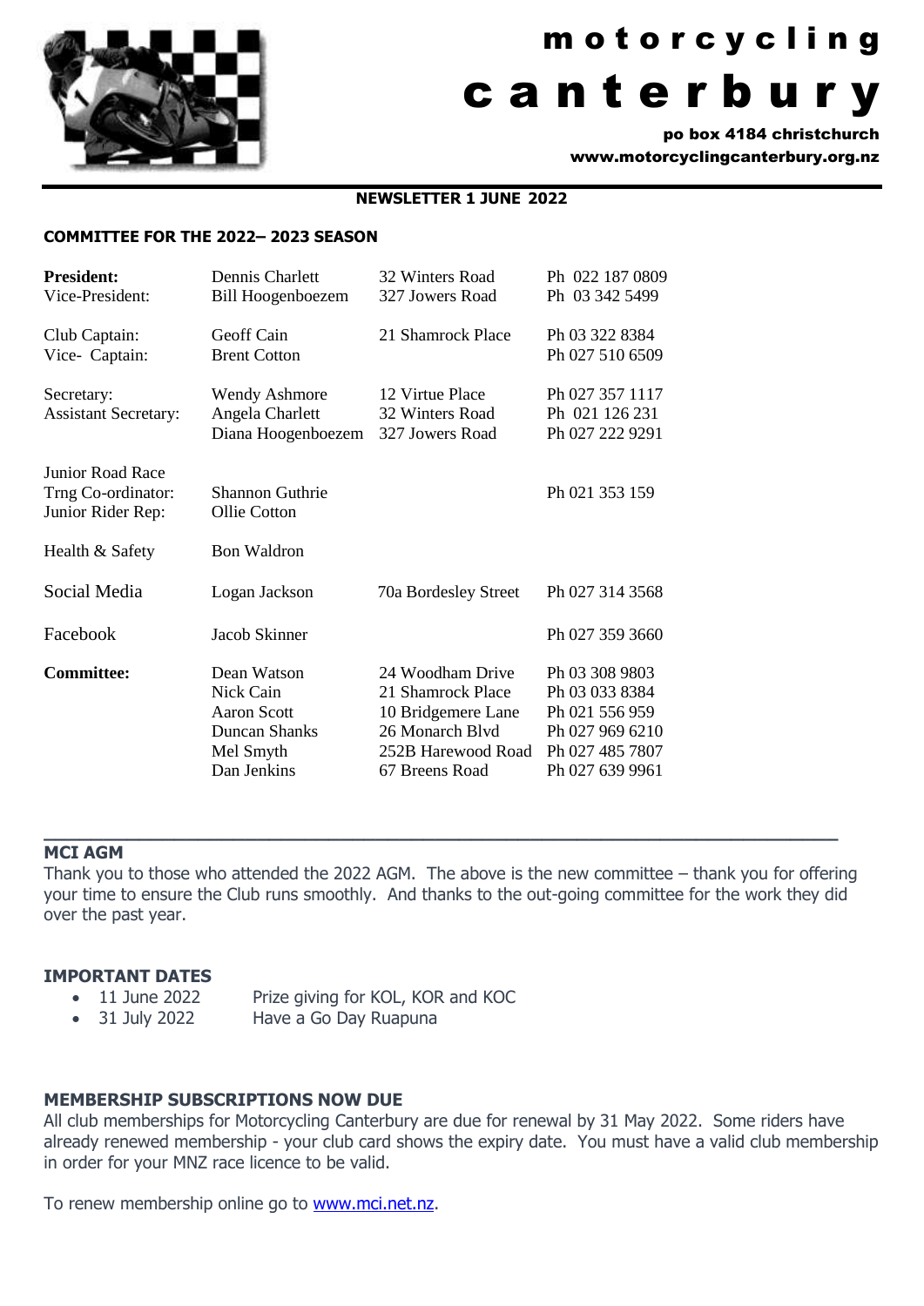# motorcycling canterbury

**po box 4184 christchurch**
**www.motorcyclingcanterbury.org.nz**

**NEWSLETTER 1 JUNE 2022**

**COMMITTEE FOR THE 2022– 2023 SEASON**

| | | | |
|---|---|---|---|
| **President:** | Dennis Charlett | 32 Winters Road | Ph 022 187 0809 |
| Vice-President: | Bill Hoogenboezem | 327 Jowers Road | Ph 03 342 5499 |
| Club Captain: | Geoff Cain | 21 Shamrock Place | Ph 03 322 8384 |
| Vice- Captain: | Brent Cotton | | Ph 027 510 6509 |
| Secretary: | Wendy Ashmore | 12 Virtue Place | Ph 027 357 1117 |
| Assistant Secretary: | Angela Charlett | 32 Winters Road | Ph 021 126 231 |
| | Diana Hoogenboezem | 327 Jowers Road | Ph 027 222 9291 |
| Junior Road Race Trng Co-ordinator: | Shannon Guthrie | | Ph 021 353 159 |
| Junior Rider Rep: | Ollie Cotton | | |
| Health & Safety | Bon Waldron | | |
| Social Media | Logan Jackson | 70a Bordesley Street | Ph 027 314 3568 |
| Facebook | Jacob Skinner | | Ph 027 359 3660 |
| **Committee:** | Dean Watson | 24 Woodham Drive | Ph 03 308 9803 |
| | Nick Cain | 21 Shamrock Place | Ph 03 033 8384 |
| | Aaron Scott | 10 Bridgemere Lane | Ph 021 556 959 |
| | Duncan Shanks | 26 Monarch Blvd | Ph 027 969 6210 |
| | Mel Smyth | 252B Harewood Road | Ph 027 485 7807 |
| | Dan Jenkins | 67 Breens Road | Ph 027 639 9961 |

## MCI AGM

Thank you to those who attended the 2022 AGM. The above is the new committee – thank you for offering your time to ensure the Club runs smoothly. And thanks to the out-going committee for the work they did over the past year.

## IMPORTANT DATES

- 11 June 2022 — Prize giving for KOL, KOR and KOC
- 31 July 2022 — Have a Go Day Ruapuna

## MEMBERSHIP SUBSCRIPTIONS NOW DUE

All club memberships for Motorcycling Canterbury are due for renewal by 31 May 2022. Some riders have already renewed membership - your club card shows the expiry date. You must have a valid club membership in order for your MNZ race licence to be valid.

To renew membership online go to [www.mci.net.nz](www.mci.net.nz).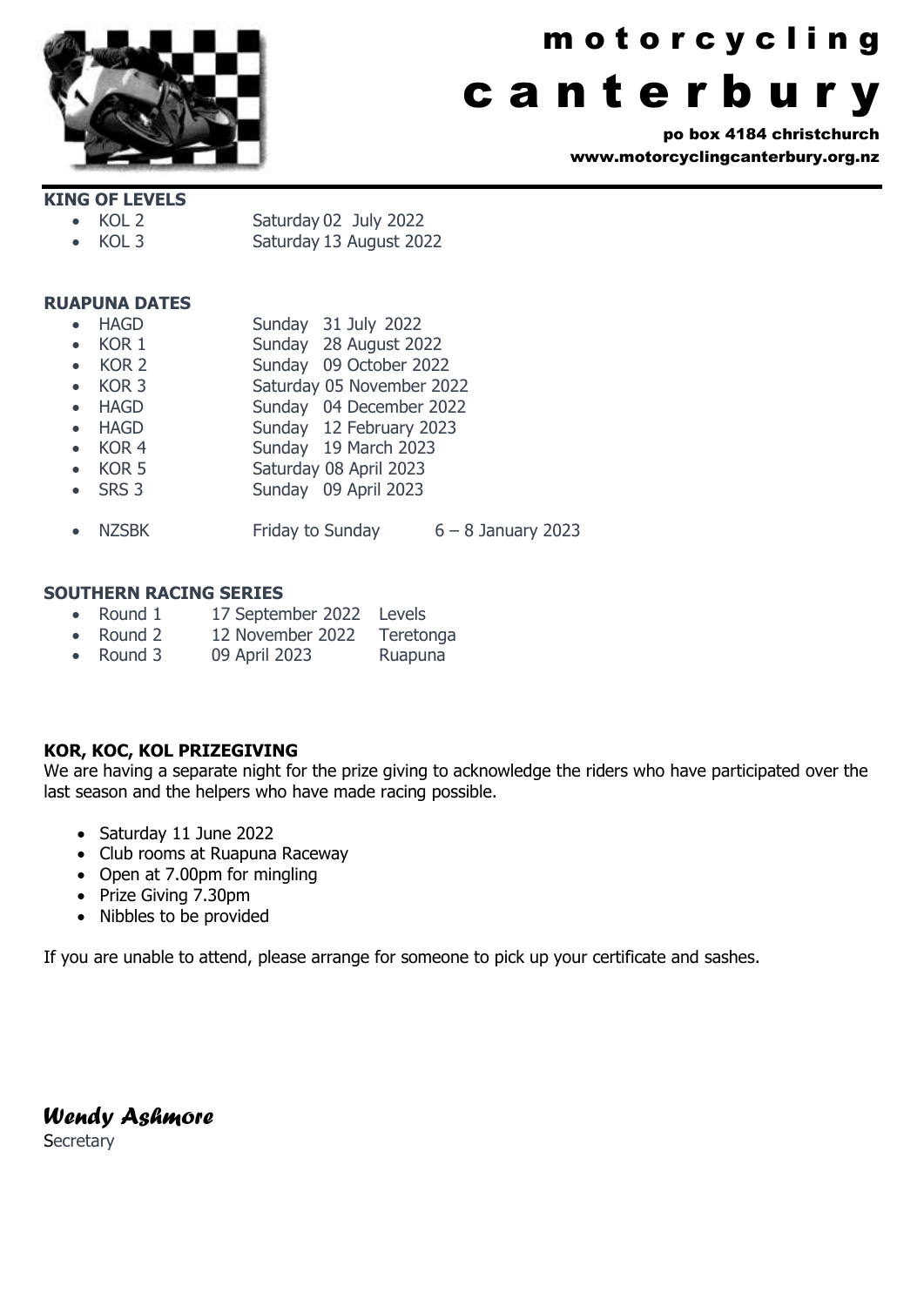# motorcycling canterbury

po box 4184 christchurch
www.motorcyclingcanterbury.org.nz

**KING OF LEVELS**

- KOL 2 Saturday 02 July 2022
- KOL 3 Saturday 13 August 2022

**RUAPUNA DATES**

- HAGD Sunday 31 July 2022
- KOR 1 Sunday 28 August 2022
- KOR 2 Sunday 09 October 2022
- KOR 3 Saturday 05 November 2022
- HAGD Sunday 04 December 2022
- HAGD Sunday 12 February 2023
- KOR 4 Sunday 19 March 2023
- KOR 5 Saturday 08 April 2023
- SRS 3 Sunday 09 April 2023

- NZSBK Friday to Sunday 6 – 8 January 2023

**SOUTHERN RACING SERIES**

- Round 1 17 September 2022 Levels
- Round 2 12 November 2022 Teretonga
- Round 3 09 April 2023 Ruapuna

**KOR, KOC, KOL PRIZEGIVING**

We are having a separate night for the prize giving to acknowledge the riders who have participated over the last season and the helpers who have made racing possible.

- Saturday 11 June 2022
- Club rooms at Ruapuna Raceway
- Open at 7.00pm for mingling
- Prize Giving 7.30pm
- Nibbles to be provided

If you are unable to attend, please arrange for someone to pick up your certificate and sashes.

*Wendy Ashmore*
Secretary